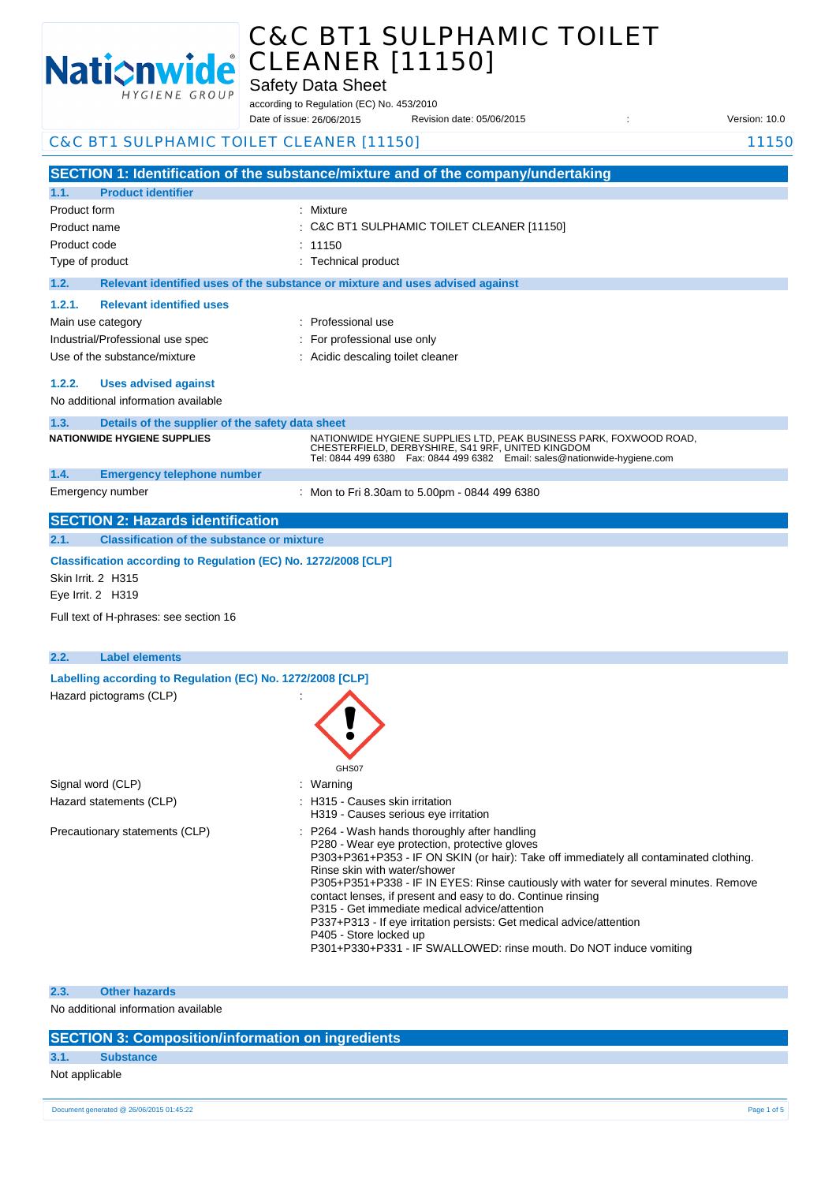# C&C BT1 SULPHAMIC TOILET CLEANER [11150]

Safety Data Sheet

according to Regulation (EC) No. 453/2010

Date of issue: 26/06/2015 Revision date: 05/06/2015 : Version: 10.0

C&C BT1 SULPHAMIC TOILET CLEANER [11150] 11150

## SECTION 1: Identification of the substance/mixture and of the company/undertaking

### 1.1. Product identifier

| | |
|---|---|
| Product form | : Mixture |
| Product name | : C&C BT1 SULPHAMIC TOILET CLEANER [11150] |
| Product code | : 11150 |
| Type of product | : Technical product |

### 1.2. Relevant identified uses of the substance or mixture and uses advised against

#### 1.2.1. Relevant identified uses

| | |
|---|---|
| Main use category | : Professional use |
| Industrial/Professional use spec | : For professional use only |
| Use of the substance/mixture | : Acidic descaling toilet cleaner |

#### 1.2.2. Uses advised against

No additional information available

### 1.3. Details of the supplier of the safety data sheet

**NATIONWIDE HYGIENE SUPPLIES**

NATIONWIDE HYGIENE SUPPLIES LTD, PEAK BUSINESS PARK, FOXWOOD ROAD, CHESTERFIELD, DERBYSHIRE, S41 9RF, UNITED KINGDOM
Tel: 0844 499 6380 Fax: 0844 499 6382 Email: sales@nationwide-hygiene.com

### 1.4. Emergency telephone number

| | |
|---|---|
| Emergency number | : Mon to Fri 8.30am to 5.00pm - 0844 499 6380 |

## SECTION 2: Hazards identification

### 2.1. Classification of the substance or mixture

**Classification according to Regulation (EC) No. 1272/2008 [CLP]**

Skin Irrit. 2 H315

Eye Irrit. 2 H319

Full text of H-phrases: see section 16

### 2.2. Label elements

**Labelling according to Regulation (EC) No. 1272/2008 [CLP]**

Hazard pictograms (CLP) :

GHS07

Signal word (CLP) : Warning

Hazard statements (CLP) :
- H315 - Causes skin irritation
- H319 - Causes serious eye irritation

Precautionary statements (CLP) :
- P264 - Wash hands thoroughly after handling
- P280 - Wear eye protection, protective gloves
- P303+P361+P353 - IF ON SKIN (or hair): Take off immediately all contaminated clothing. Rinse skin with water/shower
- P305+P351+P338 - IF IN EYES: Rinse cautiously with water for several minutes. Remove contact lenses, if present and easy to do. Continue rinsing
- P315 - Get immediate medical advice/attention
- P337+P313 - If eye irritation persists: Get medical advice/attention
- P405 - Store locked up
- P301+P330+P331 - IF SWALLOWED: rinse mouth. Do NOT induce vomiting

### 2.3. Other hazards

No additional information available

## SECTION 3: Composition/information on ingredients

### 3.1. Substance

Not applicable

Document generated @ 26/06/2015 01:45:22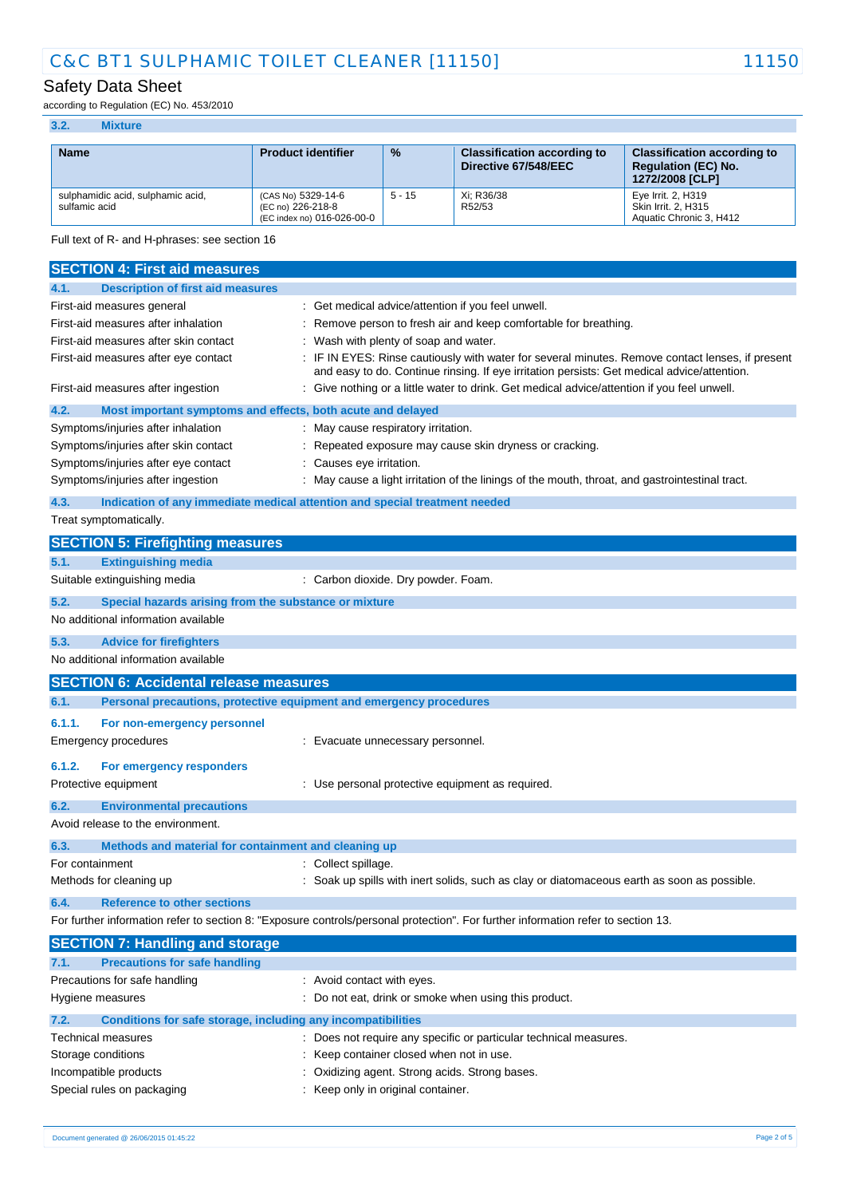### 3.2. Mixture

| Name | Product identifier | % | Classification according to Directive 67/548/EEC | Classification according to Regulation (EC) No. 1272/2008 [CLP] |
|---|---|---|---|---|
| sulphamidic acid, sulphamic acid, sulfamic acid | (CAS No) 5329-14-6<br>(EC no) 226-218-8<br>(EC index no) 016-026-00-0 | 5 - 15 | Xi; R36/38<br>R52/53 | Eye Irrit. 2, H319<br>Skin Irrit. 2, H315<br>Aquatic Chronic 3, H412 |

Full text of R- and H-phrases: see section 16

## SECTION 4: First aid measures

### 4.1. Description of first aid measures

First-aid measures general : Get medical advice/attention if you feel unwell.

First-aid measures after inhalation : Remove person to fresh air and keep comfortable for breathing.

First-aid measures after skin contact : Wash with plenty of soap and water.

First-aid measures after eye contact : IF IN EYES: Rinse cautiously with water for several minutes. Remove contact lenses, if present and easy to do. Continue rinsing. If eye irritation persists: Get medical advice/attention.

First-aid measures after ingestion : Give nothing or a little water to drink. Get medical advice/attention if you feel unwell.

### 4.2. Most important symptoms and effects, both acute and delayed

Symptoms/injuries after inhalation : May cause respiratory irritation.

Symptoms/injuries after skin contact : Repeated exposure may cause skin dryness or cracking.

Symptoms/injuries after eye contact : Causes eye irritation.

Symptoms/injuries after ingestion : May cause a light irritation of the linings of the mouth, throat, and gastrointestinal tract.

### 4.3. Indication of any immediate medical attention and special treatment needed

Treat symptomatically.

## SECTION 5: Firefighting measures

### 5.1. Extinguishing media

Suitable extinguishing media : Carbon dioxide. Dry powder. Foam.

### 5.2. Special hazards arising from the substance or mixture

No additional information available

### 5.3. Advice for firefighters

No additional information available

## SECTION 6: Accidental release measures

### 6.1. Personal precautions, protective equipment and emergency procedures

#### 6.1.1. For non-emergency personnel

Emergency procedures : Evacuate unnecessary personnel.

#### 6.1.2. For emergency responders

Protective equipment : Use personal protective equipment as required.

### 6.2. Environmental precautions

Avoid release to the environment.

### 6.3. Methods and material for containment and cleaning up

For containment : Collect spillage.

Methods for cleaning up : Soak up spills with inert solids, such as clay or diatomaceous earth as soon as possible.

### 6.4. Reference to other sections

For further information refer to section 8: "Exposure controls/personal protection". For further information refer to section 13.

## SECTION 7: Handling and storage

### 7.1. Precautions for safe handling

Precautions for safe handling : Avoid contact with eyes.

Hygiene measures : Do not eat, drink or smoke when using this product.

### 7.2. Conditions for safe storage, including any incompatibilities

Technical measures : Does not require any specific or particular technical measures.

Storage conditions : Keep container closed when not in use.

Incompatible products : Oxidizing agent. Strong acids. Strong bases.

Special rules on packaging : Keep only in original container.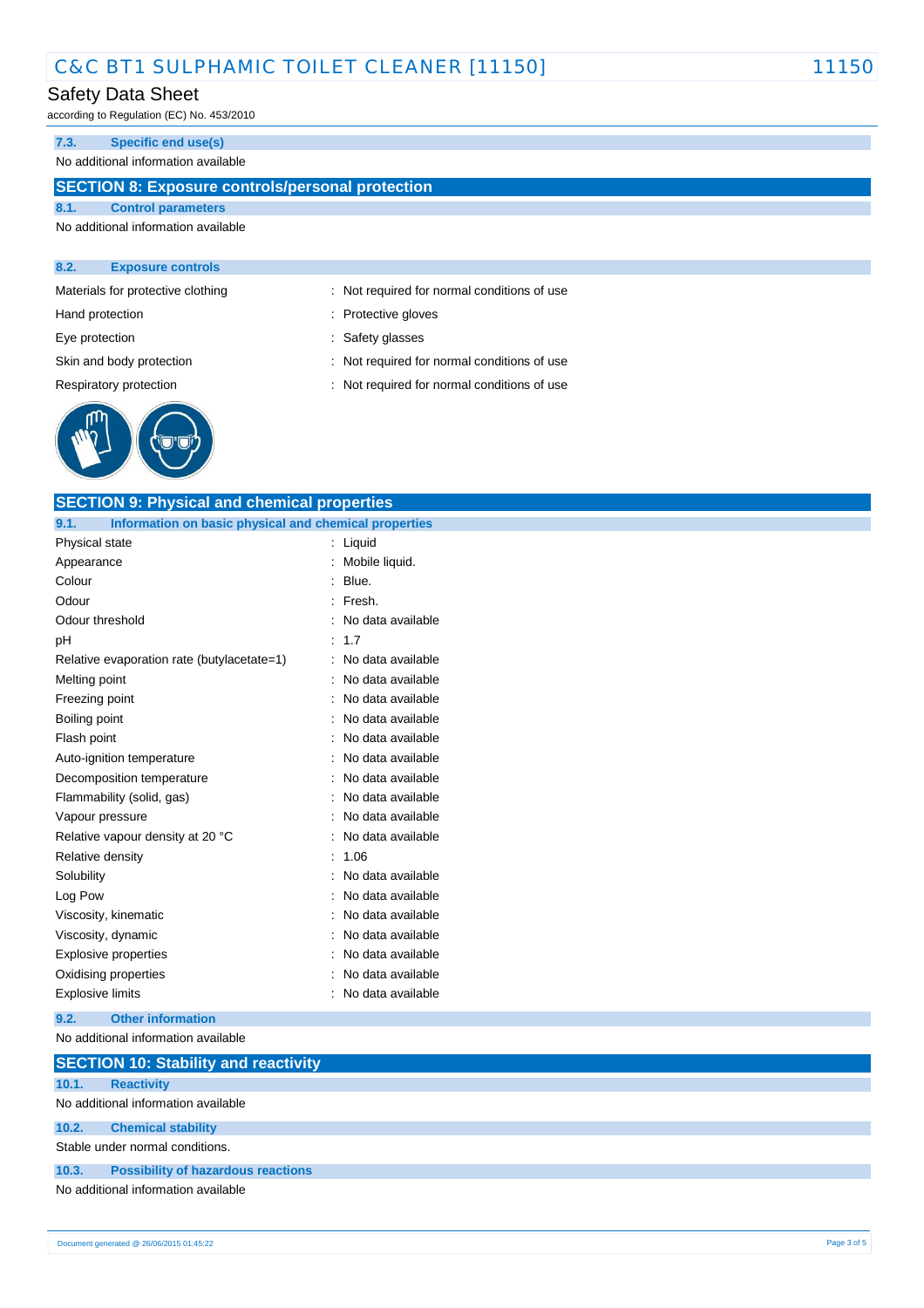### 7.3. Specific end use(s)

No additional information available

## SECTION 8: Exposure controls/personal protection

### 8.1. Control parameters

No additional information available

### 8.2. Exposure controls

| | |
|---|---|
| Materials for protective clothing | : Not required for normal conditions of use |
| Hand protection | : Protective gloves |
| Eye protection | : Safety glasses |
| Skin and body protection | : Not required for normal conditions of use |
| Respiratory protection | : Not required for normal conditions of use |

## SECTION 9: Physical and chemical properties

### 9.1. Information on basic physical and chemical properties

| | |
|---|---|
| Physical state | : Liquid |
| Appearance | : Mobile liquid. |
| Colour | : Blue. |
| Odour | : Fresh. |
| Odour threshold | : No data available |
| pH | : 1.7 |
| Relative evaporation rate (butylacetate=1) | : No data available |
| Melting point | : No data available |
| Freezing point | : No data available |
| Boiling point | : No data available |
| Flash point | : No data available |
| Auto-ignition temperature | : No data available |
| Decomposition temperature | : No data available |
| Flammability (solid, gas) | : No data available |
| Vapour pressure | : No data available |
| Relative vapour density at 20 °C | : No data available |
| Relative density | : 1.06 |
| Solubility | : No data available |
| Log Pow | : No data available |
| Viscosity, kinematic | : No data available |
| Viscosity, dynamic | : No data available |
| Explosive properties | : No data available |
| Oxidising properties | : No data available |
| Explosive limits | : No data available |

### 9.2. Other information

No additional information available

## SECTION 10: Stability and reactivity

### 10.1. Reactivity

No additional information available

### 10.2. Chemical stability

Stable under normal conditions.

### 10.3. Possibility of hazardous reactions

No additional information available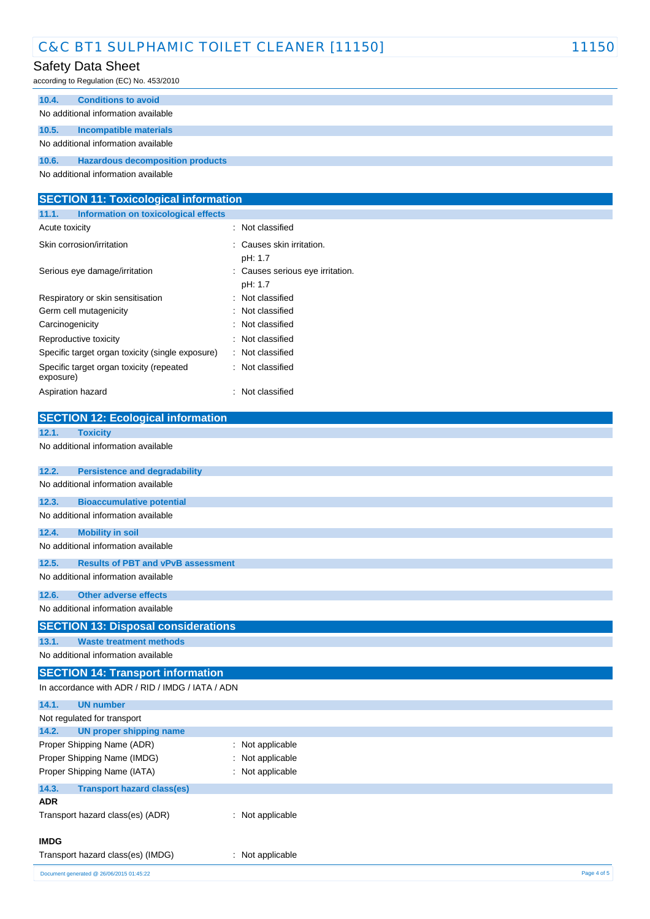### 10.4. Conditions to avoid

No additional information available

### 10.5. Incompatible materials

No additional information available

### 10.6. Hazardous decomposition products

No additional information available

## SECTION 11: Toxicological information

### 11.1. Information on toxicological effects

| | |
|---|---|
| Acute toxicity | : Not classified |
| Skin corrosion/irritation | : Causes skin irritation.<br>pH: 1.7 |
| Serious eye damage/irritation | : Causes serious eye irritation.<br>pH: 1.7 |
| Respiratory or skin sensitisation | : Not classified |
| Germ cell mutagenicity | : Not classified |
| Carcinogenicity | : Not classified |
| Reproductive toxicity | : Not classified |
| Specific target organ toxicity (single exposure) | : Not classified |
| Specific target organ toxicity (repeated exposure) | : Not classified |
| Aspiration hazard | : Not classified |

## SECTION 12: Ecological information

### 12.1. Toxicity

No additional information available

### 12.2. Persistence and degradability

No additional information available

### 12.3. Bioaccumulative potential

No additional information available

### 12.4. Mobility in soil

No additional information available

### 12.5. Results of PBT and vPvB assessment

No additional information available

### 12.6. Other adverse effects

No additional information available

## SECTION 13: Disposal considerations

### 13.1. Waste treatment methods

No additional information available

## SECTION 14: Transport information

In accordance with ADR / RID / IMDG / IATA / ADN

### 14.1. UN number

Not regulated for transport

### 14.2. UN proper shipping name

| | |
|---|---|
| Proper Shipping Name (ADR) | : Not applicable |
| Proper Shipping Name (IMDG) | : Not applicable |
| Proper Shipping Name (IATA) | : Not applicable |

### 14.3. Transport hazard class(es)

**ADR**

| | |
|---|---|
| Transport hazard class(es) (ADR) | : Not applicable |

**IMDG**

| | |
|---|---|
| Transport hazard class(es) (IMDG) | : Not applicable |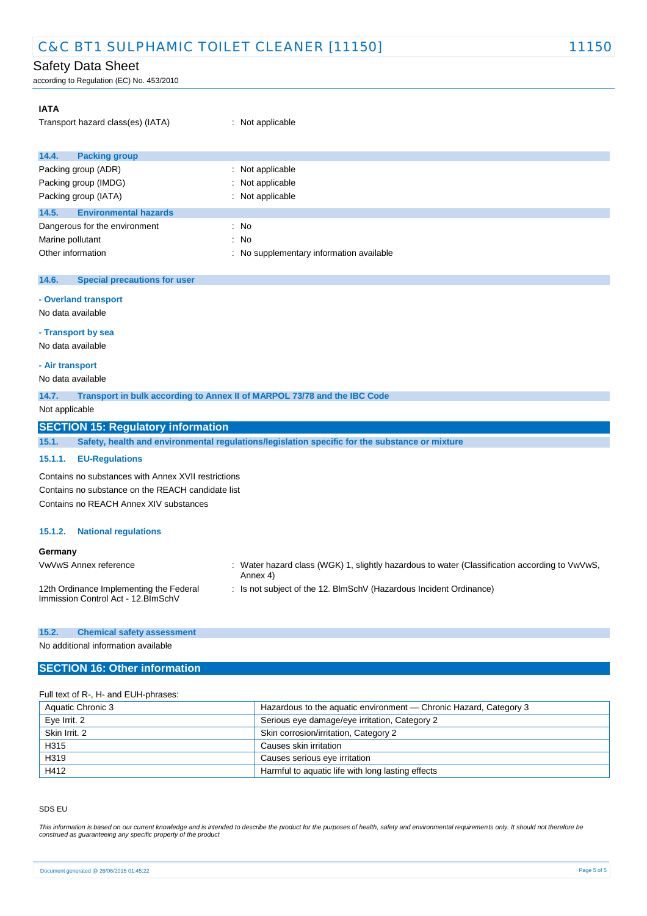**IATA**

Transport hazard class(es) (IATA) : Not applicable

### 14.4. Packing group

Packing group (ADR) : Not applicable

Packing group (IMDG) : Not applicable

Packing group (IATA) : Not applicable

### 14.5. Environmental hazards

Dangerous for the environment : No

Marine pollutant : No

Other information : No supplementary information available

### 14.6. Special precautions for user

**- Overland transport**

No data available

**- Transport by sea**

No data available

**- Air transport**

No data available

### 14.7. Transport in bulk according to Annex II of MARPOL 73/78 and the IBC Code

Not applicable

## SECTION 15: Regulatory information

### 15.1. Safety, health and environmental regulations/legislation specific for the substance or mixture

#### 15.1.1. EU-Regulations

Contains no substances with Annex XVII restrictions

Contains no substance on the REACH candidate list

Contains no REACH Annex XIV substances

#### 15.1.2. National regulations

**Germany**

VwVwS Annex reference : Water hazard class (WGK) 1, slightly hazardous to water (Classification according to VwVwS, Annex 4)

12th Ordinance Implementing the Federal Immission Control Act - 12.BImSchV : Is not subject of the 12. BlmSchV (Hazardous Incident Ordinance)

### 15.2. Chemical safety assessment

No additional information available

## SECTION 16: Other information

Full text of R-, H- and EUH-phrases:

| | |
|---|---|
| Aquatic Chronic 3 | Hazardous to the aquatic environment — Chronic Hazard, Category 3 |
| Eye Irrit. 2 | Serious eye damage/eye irritation, Category 2 |
| Skin Irrit. 2 | Skin corrosion/irritation, Category 2 |
| H315 | Causes skin irritation |
| H319 | Causes serious eye irritation |
| H412 | Harmful to aquatic life with long lasting effects |

SDS EU

*This information is based on our current knowledge and is intended to describe the product for the purposes of health, safety and environmental requirements only. It should not therefore be construed as guaranteeing any specific property of the product*